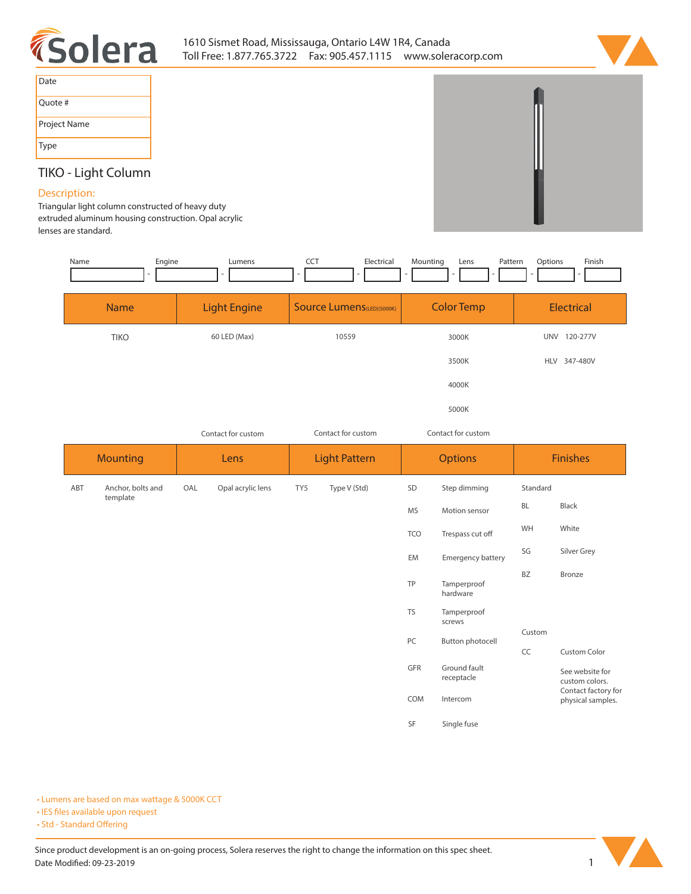Solera

1610 Sismet Road, Mississauga, Ontario L4W 1R4, Canada
Toll Free: 1.877.765.3722 Fax: 905.457.1115 www.soleracorp.com

| Date | |
|---|---|
| Quote # | |
| Project Name | |
| Type | |

# TIKO - Light Column

## Description:

Triangular light column constructed of heavy duty extruded aluminum housing construction. Opal acrylic lenses are standard.

| Name | - | Engine | - | Lumens | - | CCT | - | Electrical | - | Mounting | - | Lens | - | Pattern | - | Options | - | Finish |
|---|---|---|---|---|---|---|---|---|---|---|---|---|---|---|---|---|---|---|
| | - | | - | | - | | - | | - | | - | | - | | - | | - | |

| Name | Light Engine | Source Lumens (LED)(5000K) | Color Temp | Electrical |
|---|---|---|---|---|
| TIKO | 60 LED (Max) | 10559 | 3000K | UNV 120-277V |
| | | | 3500K | HLV 347-480V |
| | | | 4000K | |
| | | | 5000K | |
| | Contact for custom | Contact for custom | Contact for custom | |

| Mounting | | Lens | | Light Pattern | | Options | | Finishes | |
|---|---|---|---|---|---|---|---|---|---|
| ABT | Anchor, bolts and template | OAL | Opal acrylic lens | TY5 | Type V (Std) | SD | Step dimming | Standard | |
| | | | | | | MS | Motion sensor | BL | Black |
| | | | | | | TCO | Trespass cut off | WH | White |
| | | | | | | EM | Emergency battery | SG | Silver Grey |
| | | | | | | TP | Tamperproof hardware | BZ | Bronze |
| | | | | | | TS | Tamperproof screws | Custom | |
| | | | | | | PC | Button photocell | CC | Custom Color |
| | | | | | | GFR | Ground fault receptacle | | See website for custom colors. Contact factory for physical samples. |
| | | | | | | COM | Intercom | | |
| | | | | | | SF | Single fuse | | |

- Lumens are based on max wattage & 5000K CCT
- IES files available upon request
- Std - Standard Offering

Since product development is an on-going process, Solera reserves the right to change the information on this spec sheet.
Date Modified: 09-23-2019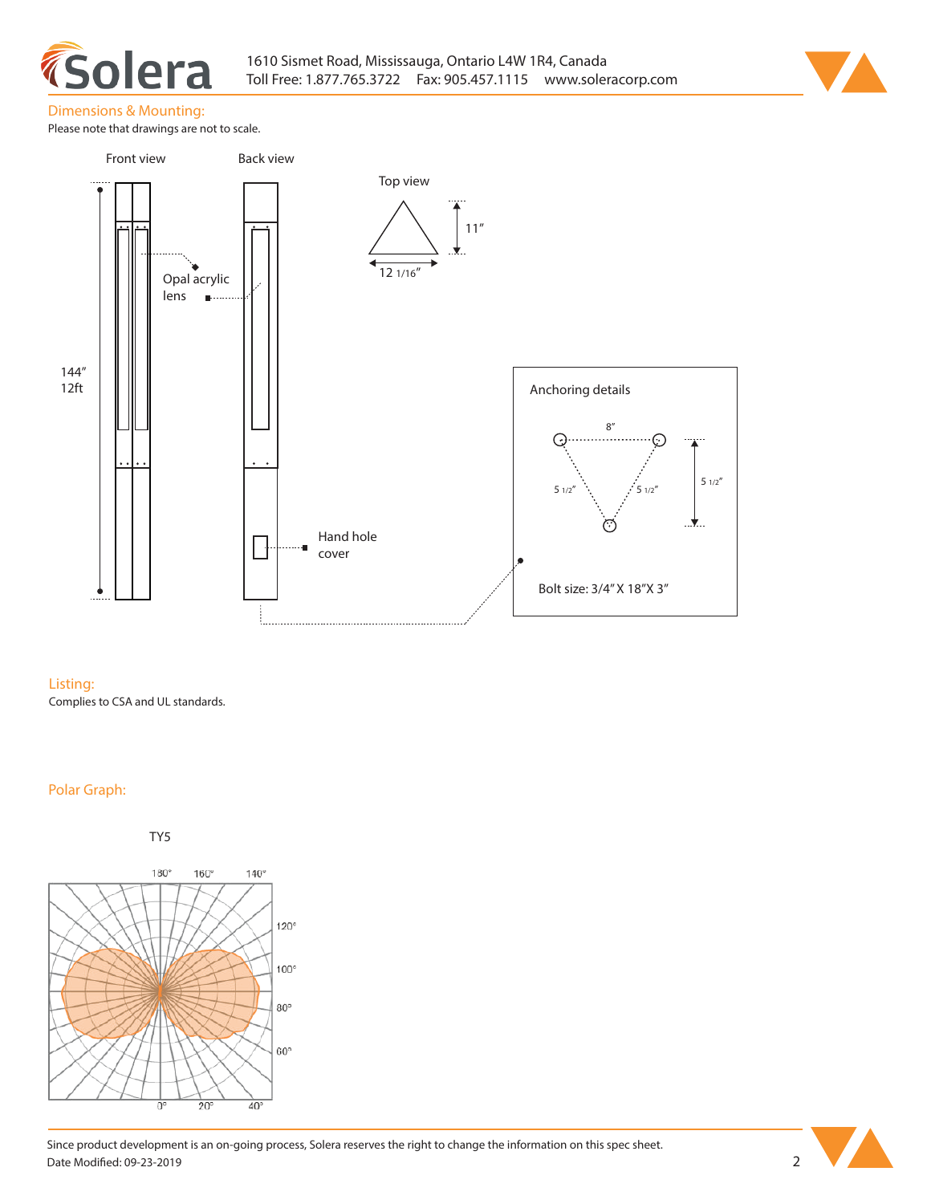1610 Sismet Road, Mississauga, Ontario L4W 1R4, Canada
Toll Free: 1.877.765.3722 Fax: 905.457.1115 www.soleracorp.com

## Dimensions & Mounting:

Please note that drawings are not to scale.

Front view

Back view

Top view

11″

12 1/16″

Opal acrylic lens

144″
12ft

Hand hole cover

Anchoring details

8″

5 1/2″

5 1/2″

5 1/2″

Bolt size: 3/4″ X 18″X 3″

## Listing:

Complies to CSA and UL standards.

## Polar Graph:

TY5

180° 160° 140°

120°

100°

80°

60°

0° 20° 40°

Since product development is an on-going process, Solera reserves the right to change the information on this spec sheet.
Date Modified: 09-23-2019